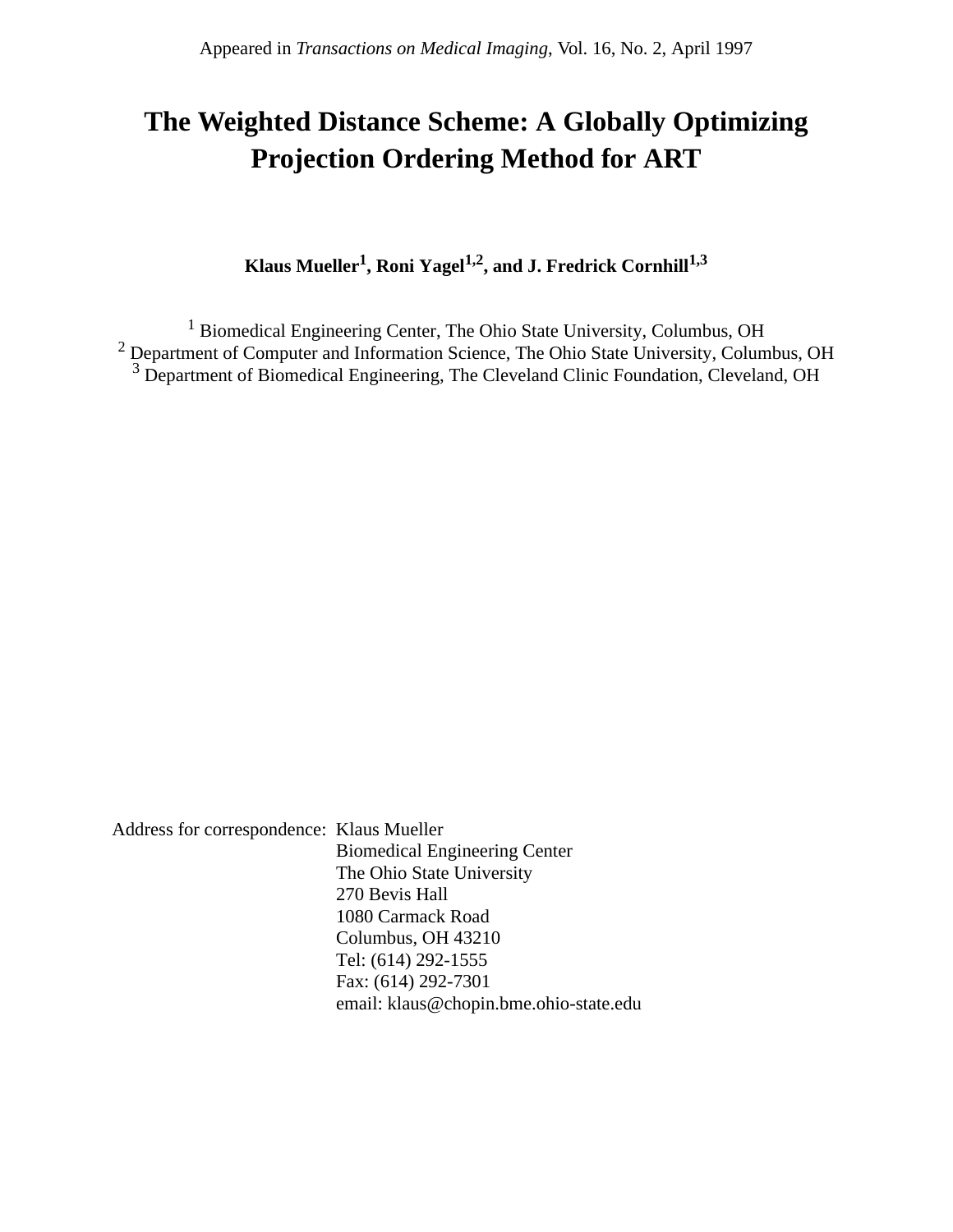Appeared in *Transactions on Medical Imaging*, Vol. 16, No. 2, April 1997

# The Weighted Distance Scheme: A Globally Optimizing Projection Ordering Method for ART

**Klaus Mueller[1], Roni Yagel[1,2], and J. Fredrick Cornhill[1,3]**

[1] Biomedical Engineering Center, The Ohio State University, Columbus, OH
[2] Department of Computer and Information Science, The Ohio State University, Columbus, OH
[3] Department of Biomedical Engineering, The Cleveland Clinic Foundation, Cleveland, OH

Address for correspondence: Klaus Mueller
Biomedical Engineering Center
The Ohio State University
270 Bevis Hall
1080 Carmack Road
Columbus, OH 43210
Tel: (614) 292-1555
Fax: (614) 292-7301
email: klaus@chopin.bme.ohio-state.edu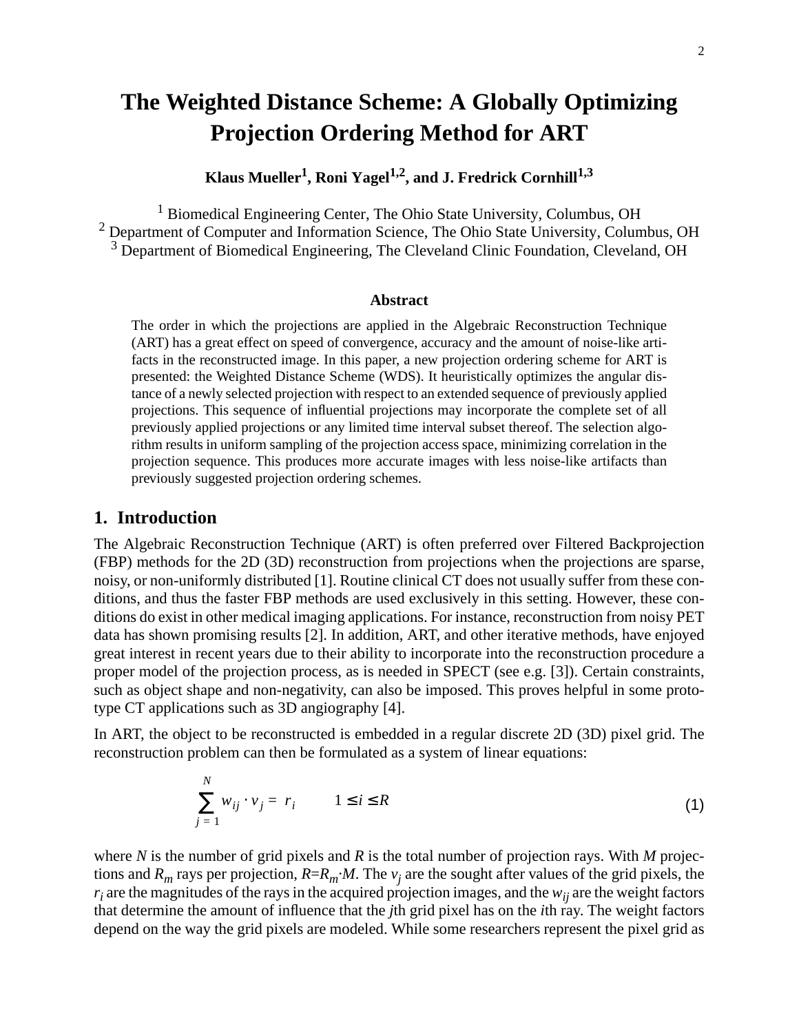# The Weighted Distance Scheme: A Globally Optimizing Projection Ordering Method for ART

**Klaus Mueller[1], Roni Yagel[1,2], and J. Fredrick Cornhill[1,3]**

[1] Biomedical Engineering Center, The Ohio State University, Columbus, OH
[2] Department of Computer and Information Science, The Ohio State University, Columbus, OH
[3] Department of Biomedical Engineering, The Cleveland Clinic Foundation, Cleveland, OH

### Abstract

The order in which the projections are applied in the Algebraic Reconstruction Technique (ART) has a great effect on speed of convergence, accuracy and the amount of noise-like artifacts in the reconstructed image. In this paper, a new projection ordering scheme for ART is presented: the Weighted Distance Scheme (WDS). It heuristically optimizes the angular distance of a newly selected projection with respect to an extended sequence of previously applied projections. This sequence of influential projections may incorporate the complete set of all previously applied projections or any limited time interval subset thereof. The selection algorithm results in uniform sampling of the projection access space, minimizing correlation in the projection sequence. This produces more accurate images with less noise-like artifacts than previously suggested projection ordering schemes.

## 1. Introduction

The Algebraic Reconstruction Technique (ART) is often preferred over Filtered Backprojection (FBP) methods for the 2D (3D) reconstruction from projections when the projections are sparse, noisy, or non-uniformly distributed [1]. Routine clinical CT does not usually suffer from these conditions, and thus the faster FBP methods are used exclusively in this setting. However, these conditions do exist in other medical imaging applications. For instance, reconstruction from noisy PET data has shown promising results [2]. In addition, ART, and other iterative methods, have enjoyed great interest in recent years due to their ability to incorporate into the reconstruction procedure a proper model of the projection process, as is needed in SPECT (see e.g. [3]). Certain constraints, such as object shape and non-negativity, can also be imposed. This proves helpful in some prototype CT applications such as 3D angiography [4].

In ART, the object to be reconstructed is embedded in a regular discrete 2D (3D) pixel grid. The reconstruction problem can then be formulated as a system of linear equations:

$$\sum_{j=1}^{N} w_{ij} \cdot v_j = r_i \qquad 1 \le i \le R \tag{1}$$

where $N$ is the number of grid pixels and $R$ is the total number of projection rays. With $M$ projections and $R_m$ rays per projection, $R = R_m \cdot M$. The $v_j$ are the sought after values of the grid pixels, the $r_i$ are the magnitudes of the rays in the acquired projection images, and the $w_{ij}$ are the weight factors that determine the amount of influence that the $j$th grid pixel has on the $i$th ray. The weight factors depend on the way the grid pixels are modeled. While some researchers represent the pixel grid as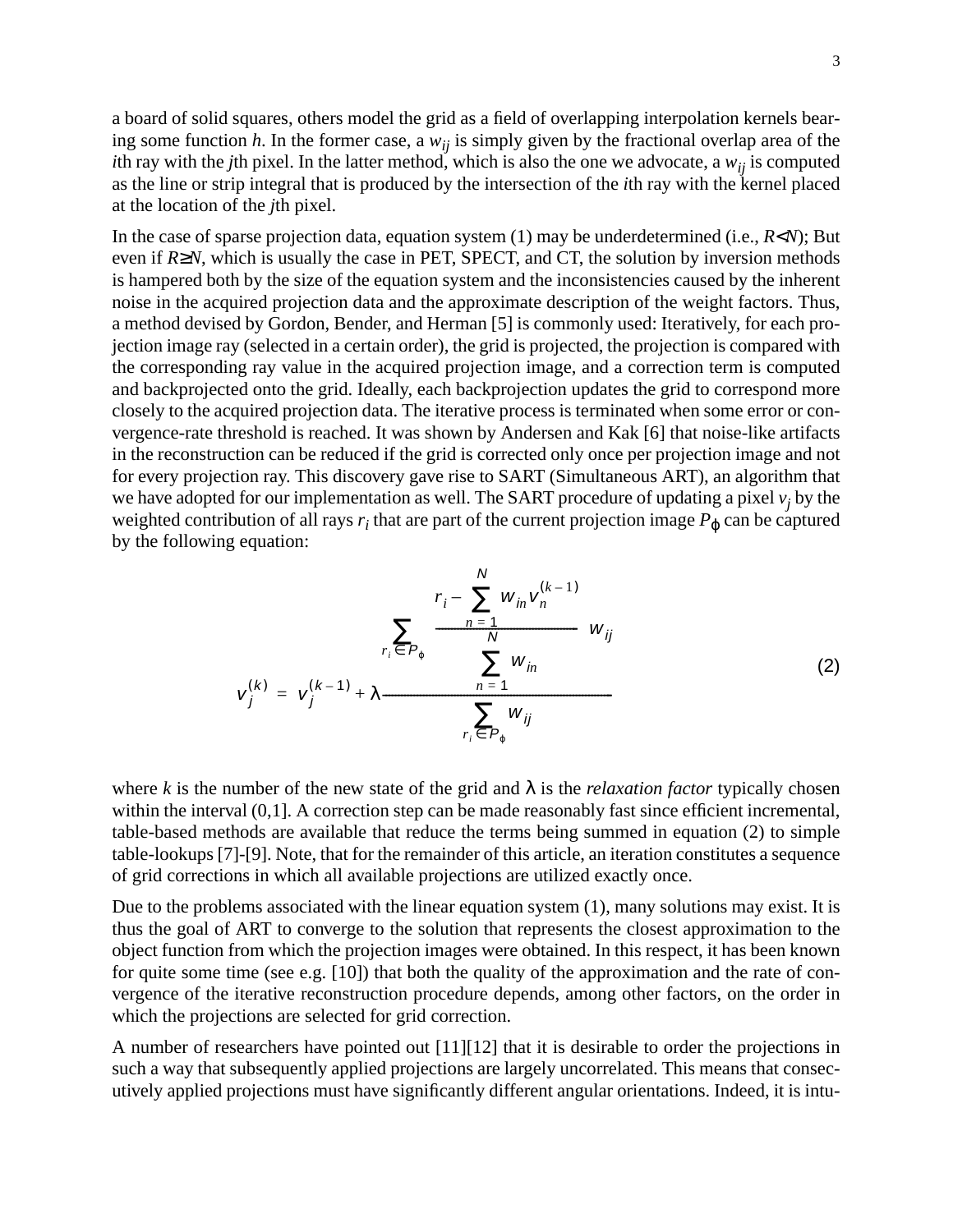a board of solid squares, others model the grid as a field of overlapping interpolation kernels bearing some function *h*. In the former case, a $w_{ij}$ is simply given by the fractional overlap area of the *i*th ray with the *j*th pixel. In the latter method, which is also the one we advocate, a $w_{ij}$ is computed as the line or strip integral that is produced by the intersection of the *i*th ray with the kernel placed at the location of the *j*th pixel.

In the case of sparse projection data, equation system (1) may be underdetermined (i.e., $R<N$); But even if $R \geq N$, which is usually the case in PET, SPECT, and CT, the solution by inversion methods is hampered both by the size of the equation system and the inconsistencies caused by the inherent noise in the acquired projection data and the approximate description of the weight factors. Thus, a method devised by Gordon, Bender, and Herman [5] is commonly used: Iteratively, for each projection image ray (selected in a certain order), the grid is projected, the projection is compared with the corresponding ray value in the acquired projection image, and a correction term is computed and backprojected onto the grid. Ideally, each backprojection updates the grid to correspond more closely to the acquired projection data. The iterative process is terminated when some error or convergence-rate threshold is reached. It was shown by Andersen and Kak [6] that noise-like artifacts in the reconstruction can be reduced if the grid is corrected only once per projection image and not for every projection ray. This discovery gave rise to SART (Simultaneous ART), an algorithm that we have adopted for our implementation as well. The SART procedure of updating a pixel $v_j$ by the weighted contribution of all rays $r_i$ that are part of the current projection image $P_\varphi$ can be captured by the following equation:

$$v_j^{(k)} = v_j^{(k-1)} + \lambda \frac{\sum_{r_i \in P_\varphi} \left( \frac{r_i - \sum_{n=1}^{N} w_{in} v_n^{(k-1)}}{\sum_{n=1}^{N} w_{in}} \right) w_{ij}}{\sum_{r_i \in P_\varphi} w_{ij}} \tag{2}$$

where $k$ is the number of the new state of the grid and $\lambda$ is the *relaxation factor* typically chosen within the interval (0,1]. A correction step can be made reasonably fast since efficient incremental, table-based methods are available that reduce the terms being summed in equation (2) to simple table-lookups [7]-[9]. Note, that for the remainder of this article, an iteration constitutes a sequence of grid corrections in which all available projections are utilized exactly once.

Due to the problems associated with the linear equation system (1), many solutions may exist. It is thus the goal of ART to converge to the solution that represents the closest approximation to the object function from which the projection images were obtained. In this respect, it has been known for quite some time (see e.g. [10]) that both the quality of the approximation and the rate of convergence of the iterative reconstruction procedure depends, among other factors, on the order in which the projections are selected for grid correction.

A number of researchers have pointed out [11][12] that it is desirable to order the projections in such a way that subsequently applied projections are largely uncorrelated. This means that consecutively applied projections must have significantly different angular orientations. Indeed, it is intu-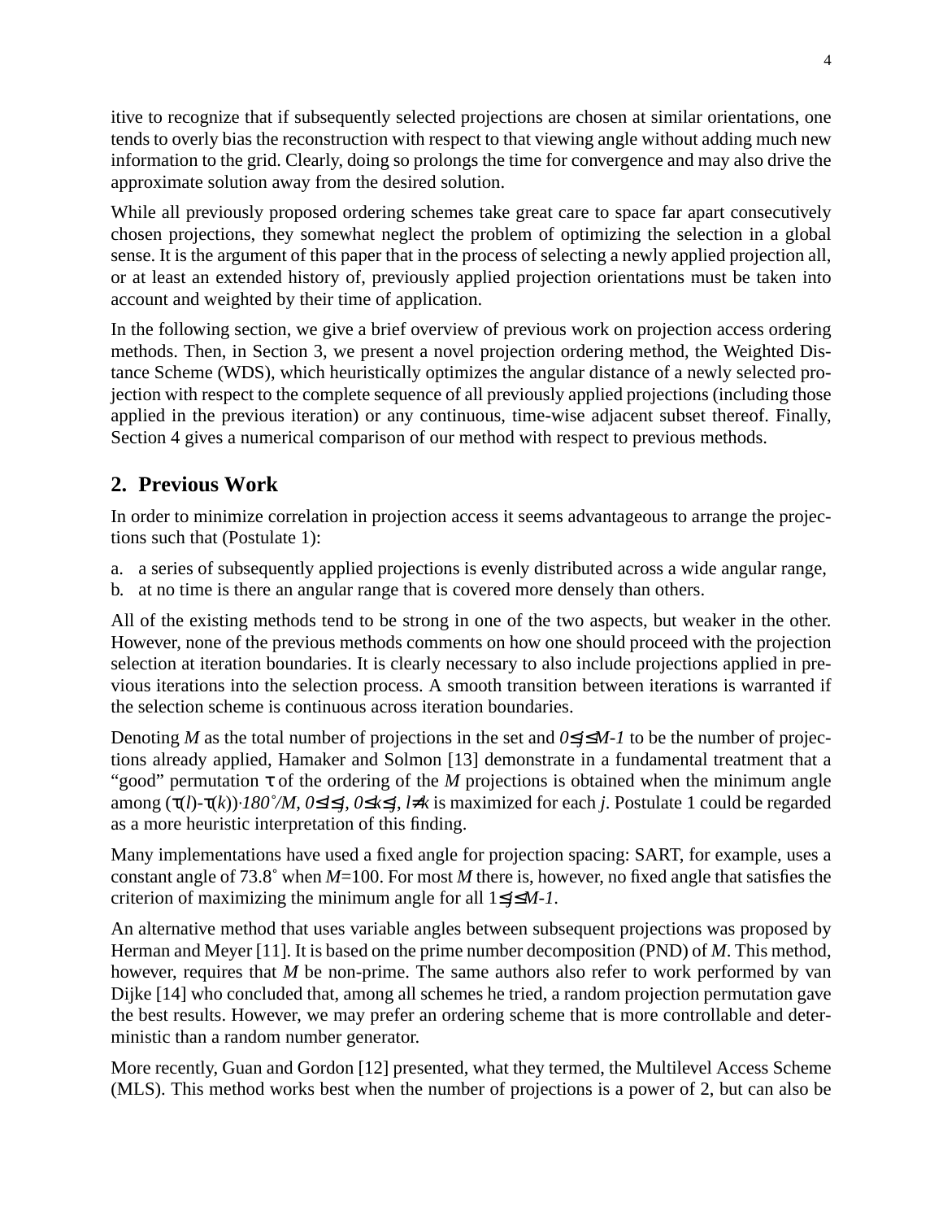itive to recognize that if subsequently selected projections are chosen at similar orientations, one tends to overly bias the reconstruction with respect to that viewing angle without adding much new information to the grid. Clearly, doing so prolongs the time for convergence and may also drive the approximate solution away from the desired solution.

While all previously proposed ordering schemes take great care to space far apart consecutively chosen projections, they somewhat neglect the problem of optimizing the selection in a global sense. It is the argument of this paper that in the process of selecting a newly applied projection all, or at least an extended history of, previously applied projection orientations must be taken into account and weighted by their time of application.

In the following section, we give a brief overview of previous work on projection access ordering methods. Then, in Section 3, we present a novel projection ordering method, the Weighted Distance Scheme (WDS), which heuristically optimizes the angular distance of a newly selected projection with respect to the complete sequence of all previously applied projections (including those applied in the previous iteration) or any continuous, time-wise adjacent subset thereof. Finally, Section 4 gives a numerical comparison of our method with respect to previous methods.

## 2. Previous Work

In order to minimize correlation in projection access it seems advantageous to arrange the projections such that (Postulate 1):

a. a series of subsequently applied projections is evenly distributed across a wide angular range,
b. at no time is there an angular range that is covered more densely than others.

All of the existing methods tend to be strong in one of the two aspects, but weaker in the other. However, none of the previous methods comments on how one should proceed with the projection selection at iteration boundaries. It is clearly necessary to also include projections applied in previous iterations into the selection process. A smooth transition between iterations is warranted if the selection scheme is continuous across iteration boundaries.

Denoting $M$ as the total number of projections in the set and $0 \leq j \leq M-1$ to be the number of projections already applied, Hamaker and Solmon [13] demonstrate in a fundamental treatment that a "good" permutation $\tau$ of the ordering of the $M$ projections is obtained when the minimum angle among $(\tau(l)-\tau(k)) \cdot 180^{\circ}/M$, $0 \leq l \leq j$, $0 \leq k \leq j$, $l \neq k$ is maximized for each $j$. Postulate 1 could be regarded as a more heuristic interpretation of this finding.

Many implementations have used a fixed angle for projection spacing: SART, for example, uses a constant angle of 73.8˚ when $M$=100. For most $M$ there is, however, no fixed angle that satisfies the criterion of maximizing the minimum angle for all $1 \leq j \leq M-1$.

An alternative method that uses variable angles between subsequent projections was proposed by Herman and Meyer [11]. It is based on the prime number decomposition (PND) of $M$. This method, however, requires that $M$ be non-prime. The same authors also refer to work performed by van Dijke [14] who concluded that, among all schemes he tried, a random projection permutation gave the best results. However, we may prefer an ordering scheme that is more controllable and deterministic than a random number generator.

More recently, Guan and Gordon [12] presented, what they termed, the Multilevel Access Scheme (MLS). This method works best when the number of projections is a power of 2, but can also be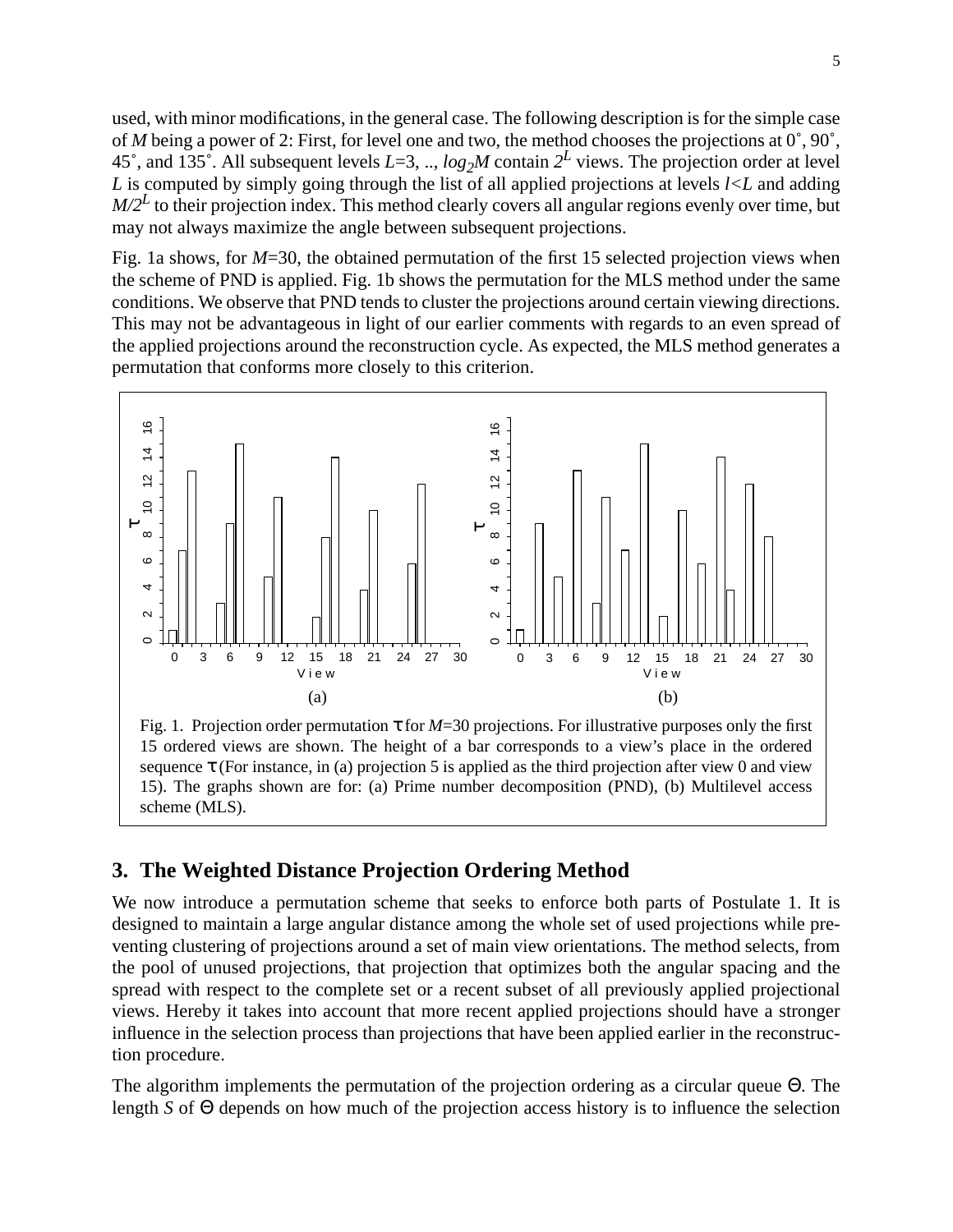used, with minor modifications, in the general case. The following description is for the simple case of $M$ being a power of 2: First, for level one and two, the method chooses the projections at 0˚, 90˚, 45˚, and 135˚. All subsequent levels $L$=3, .., $log_2M$ contain $2^L$ views. The projection order at level $L$ is computed by simply going through the list of all applied projections at levels $l<L$ and adding $M/2^L$ to their projection index. This method clearly covers all angular regions evenly over time, but may not always maximize the angle between subsequent projections.

Fig. 1a shows, for $M$=30, the obtained permutation of the first 15 selected projection views when the scheme of PND is applied. Fig. 1b shows the permutation for the MLS method under the same conditions. We observe that PND tends to cluster the projections around certain viewing directions. This may not be advantageous in light of our earlier comments with regards to an even spread of the applied projections around the reconstruction cycle. As expected, the MLS method generates a permutation that conforms more closely to this criterion.

Fig. 1. Projection order permutation $\tau$ for $M$=30 projections. For illustrative purposes only the first 15 ordered views are shown. The height of a bar corresponds to a view's place in the ordered sequence $\tau$ (For instance, in (a) projection 5 is applied as the third projection after view 0 and view 15). The graphs shown are for: (a) Prime number decomposition (PND), (b) Multilevel access scheme (MLS).

## 3. The Weighted Distance Projection Ordering Method

We now introduce a permutation scheme that seeks to enforce both parts of Postulate 1. It is designed to maintain a large angular distance among the whole set of used projections while preventing clustering of projections around a set of main view orientations. The method selects, from the pool of unused projections, that projection that optimizes both the angular spacing and the spread with respect to the complete set or a recent subset of all previously applied projectional views. Hereby it takes into account that more recent applied projections should have a stronger influence in the selection process than projections that have been applied earlier in the reconstruction procedure.

The algorithm implements the permutation of the projection ordering as a circular queue $\Theta$. The length $S$ of $\Theta$ depends on how much of the projection access history is to influence the selection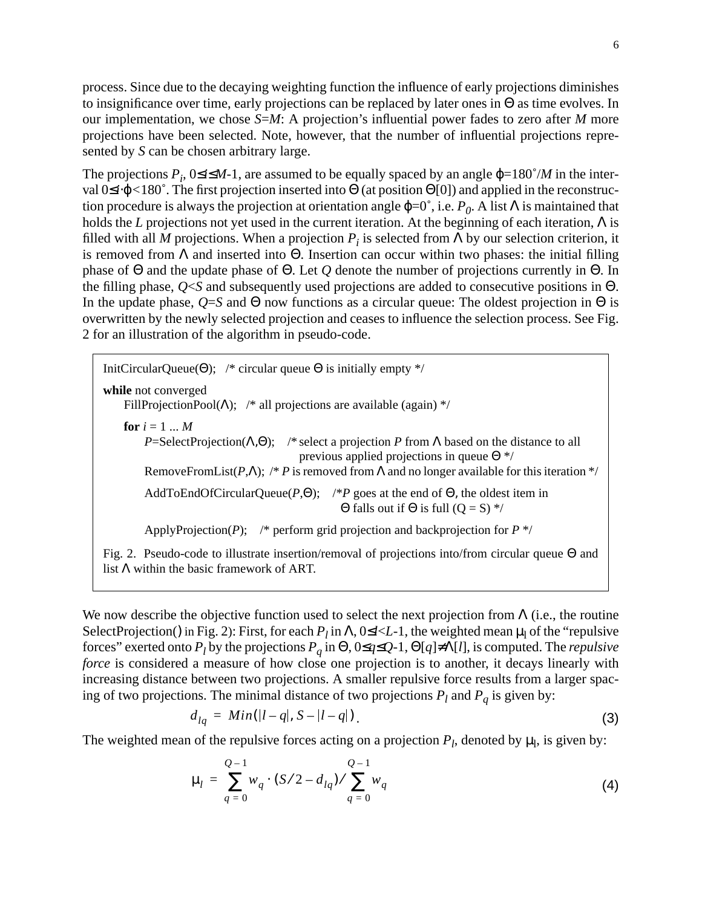process. Since due to the decaying weighting function the influence of early projections diminishes to insignificance over time, early projections can be replaced by later ones in Θ as time evolves. In our implementation, we chose $S$=$M$: A projection's influential power fades to zero after $M$ more projections have been selected. Note, however, that the number of influential projections represented by $S$ can be chosen arbitrary large.

The projections $P_i$, $0 \leq i \leq M$-1, are assumed to be equally spaced by an angle $\varphi$=180˚/$M$ in the interval $0 \leq i \cdot \varphi < 180˚$. The first projection inserted into Θ (at position Θ[0]) and applied in the reconstruction procedure is always the projection at orientation angle $\varphi$=0˚, i.e. $P_0$. A list Λ is maintained that holds the $L$ projections not yet used in the current iteration. At the beginning of each iteration, Λ is filled with all $M$ projections. When a projection $P_i$ is selected from Λ by our selection criterion, it is removed from Λ and inserted into Θ. Insertion can occur within two phases: the initial filling phase of Θ and the update phase of Θ. Let $Q$ denote the number of projections currently in Θ. In the filling phase, $Q$<$S$ and subsequently used projections are added to consecutive positions in Θ. In the update phase, $Q$=$S$ and Θ now functions as a circular queue: The oldest projection in Θ is overwritten by the newly selected projection and ceases to influence the selection process. See Fig. 2 for an illustration of the algorithm in pseudo-code.

```
InitCircularQueue(Θ);   /* circular queue Θ is initially empty */

while not converged
    FillProjectionPool(Λ);   /* all projections are available (again) */

    for i = 1 ... M
        P=SelectProjection(Λ,Θ);   /* select a projection P from Λ based on the distance to all
                                       previous applied projections in queue Θ */
        RemoveFromList(P,Λ);  /* P is removed from Λ and no longer available for this iteration */

        AddToEndOfCircularQueue(P,Θ);   /*P goes at the end of Θ, the oldest item in
                                          Θ falls out if Θ is full (Q = S) */

        ApplyProjection(P);   /* perform grid projection and backprojection for P */
```

Fig. 2. Pseudo-code to illustrate insertion/removal of projections into/from circular queue Θ and list Λ within the basic framework of ART.

We now describe the objective function used to select the next projection from Λ (i.e., the routine SelectProjection() in Fig. 2): First, for each $P_l$ in Λ, $0 \leq l < L$-1, the weighted mean $\mu_l$ of the "repulsive forces" exerted onto $P_l$ by the projections $P_q$ in Θ, $0 \leq q \leq Q$-1, Θ[$q$]≠Λ[$l$], is computed. The *repulsive force* is considered a measure of how close one projection is to another, it decays linearly with increasing distance between two projections. A smaller repulsive force results from a larger spacing of two projections. The minimal distance of two projections $P_l$ and $P_q$ is given by:

$$d_{lq} = Min(|l-q|, S-|l-q|) \quad (3)$$

The weighted mean of the repulsive forces acting on a projection $P_l$, denoted by $\mu_l$, is given by:

$$\mu_l = \sum_{q=0}^{Q-1} w_q \cdot (S/2 - d_{lq}) / \sum_{q=0}^{Q-1} w_q \quad (4)$$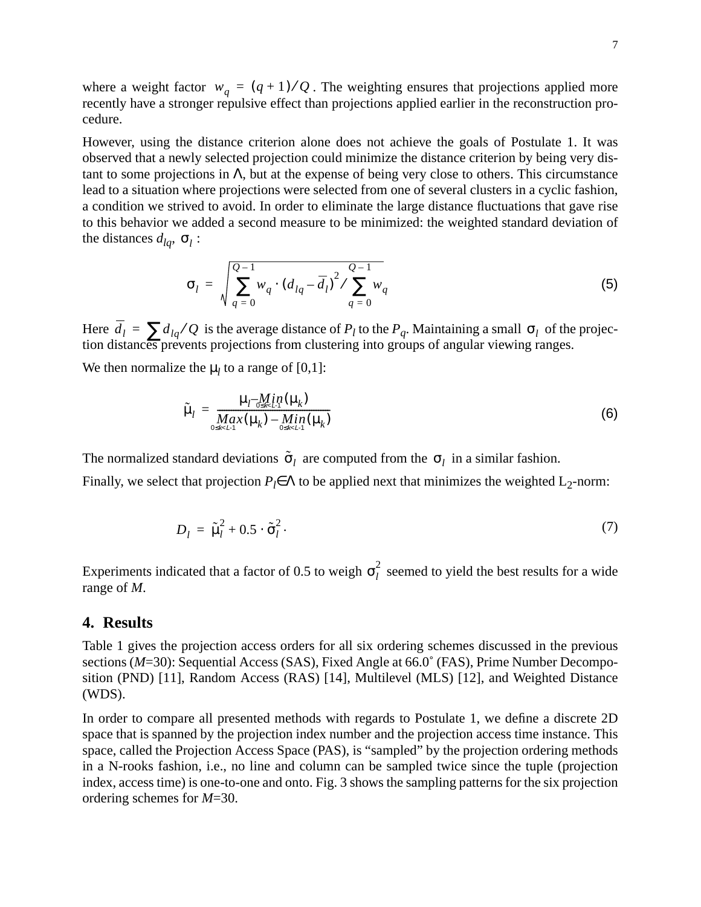where a weight factor $w_q = (q+1)/Q$. The weighting ensures that projections applied more recently have a stronger repulsive effect than projections applied earlier in the reconstruction procedure.

However, using the distance criterion alone does not achieve the goals of Postulate 1. It was observed that a newly selected projection could minimize the distance criterion by being very distant to some projections in $\Lambda$, but at the expense of being very close to others. This circumstance lead to a situation where projections were selected from one of several clusters in a cyclic fashion, a condition we strived to avoid. In order to eliminate the large distance fluctuations that gave rise to this behavior we added a second measure to be minimized: the weighted standard deviation of the distances $d_{lq}$, $\sigma_l$ :

$$\sigma_l = \sqrt{\sum_{q=0}^{Q-1} w_q \cdot (d_{lq} - \bar{d}_l)^2 / \sum_{q=0}^{Q-1} w_q} \tag{5}$$

Here $\bar{d}_l = \sum d_{lq}/Q$ is the average distance of $P_l$ to the $P_q$. Maintaining a small $\sigma_l$ of the projection distances prevents projections from clustering into groups of angular viewing ranges.

We then normalize the $\mu_l$ to a range of [0,1]:

$$\tilde{\mu}_l = \frac{\mu_l - \underset{0 \le k < L-1}{Min}(\mu_k)}{\underset{0 \le k < L-1}{Max}(\mu_k) - \underset{0 \le k < L-1}{Min}(\mu_k)} \tag{6}$$

The normalized standard deviations $\tilde{\sigma}_l$ are computed from the $\sigma_l$ in a similar fashion.

Finally, we select that projection $P_l \in \Lambda$ to be applied next that minimizes the weighted $L_2$-norm:

$$D_l = \tilde{\mu}_l^2 + 0.5 \cdot \tilde{\sigma}_l^2 \cdot \tag{7}$$

Experiments indicated that a factor of 0.5 to weigh $\sigma_l^2$ seemed to yield the best results for a wide range of $M$.

## 4. Results

Table 1 gives the projection access orders for all six ordering schemes discussed in the previous sections ($M$=30): Sequential Access (SAS), Fixed Angle at 66.0˚ (FAS), Prime Number Decomposition (PND) [11], Random Access (RAS) [14], Multilevel (MLS) [12], and Weighted Distance (WDS).

In order to compare all presented methods with regards to Postulate 1, we define a discrete 2D space that is spanned by the projection index number and the projection access time instance. This space, called the Projection Access Space (PAS), is "sampled" by the projection ordering methods in a N-rooks fashion, i.e., no line and column can be sampled twice since the tuple (projection index, access time) is one-to-one and onto. Fig. 3 shows the sampling patterns for the six projection ordering schemes for $M$=30.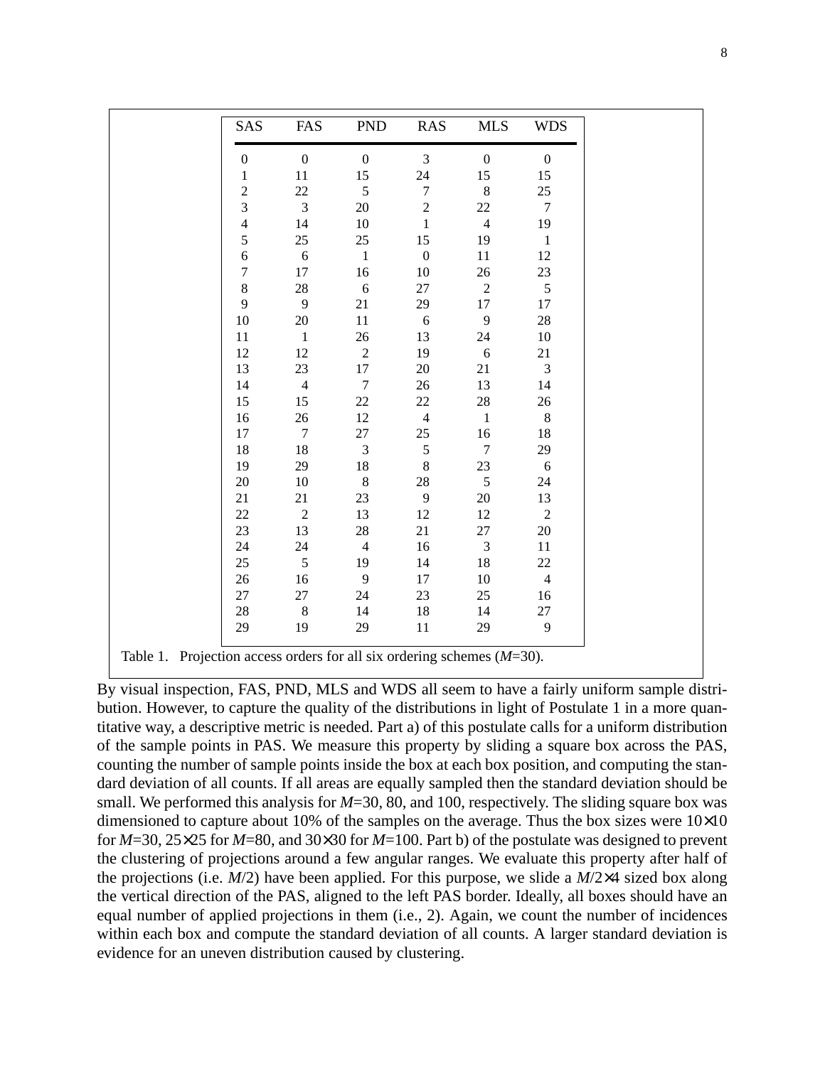| SAS | FAS | PND | RAS | MLS | WDS |
|---|---|---|---|---|---|
| 0 | 0 | 0 | 3 | 0 | 0 |
| 1 | 11 | 15 | 24 | 15 | 15 |
| 2 | 22 | 5 | 7 | 8 | 25 |
| 3 | 3 | 20 | 2 | 22 | 7 |
| 4 | 14 | 10 | 1 | 4 | 19 |
| 5 | 25 | 25 | 15 | 19 | 1 |
| 6 | 6 | 1 | 0 | 11 | 12 |
| 7 | 17 | 16 | 10 | 26 | 23 |
| 8 | 28 | 6 | 27 | 2 | 5 |
| 9 | 9 | 21 | 29 | 17 | 17 |
| 10 | 20 | 11 | 6 | 9 | 28 |
| 11 | 1 | 26 | 13 | 24 | 10 |
| 12 | 12 | 2 | 19 | 6 | 21 |
| 13 | 23 | 17 | 20 | 21 | 3 |
| 14 | 4 | 7 | 26 | 13 | 14 |
| 15 | 15 | 22 | 22 | 28 | 26 |
| 16 | 26 | 12 | 4 | 1 | 8 |
| 17 | 7 | 27 | 25 | 16 | 18 |
| 18 | 18 | 3 | 5 | 7 | 29 |
| 19 | 29 | 18 | 8 | 23 | 6 |
| 20 | 10 | 8 | 28 | 5 | 24 |
| 21 | 21 | 23 | 9 | 20 | 13 |
| 22 | 2 | 13 | 12 | 12 | 2 |
| 23 | 13 | 28 | 21 | 27 | 20 |
| 24 | 24 | 4 | 16 | 3 | 11 |
| 25 | 5 | 19 | 14 | 18 | 22 |
| 26 | 16 | 9 | 17 | 10 | 4 |
| 27 | 27 | 24 | 23 | 25 | 16 |
| 28 | 8 | 14 | 18 | 14 | 27 |
| 29 | 19 | 29 | 11 | 29 | 9 |

Table 1. Projection access orders for all six ordering schemes ($M$=30).

By visual inspection, FAS, PND, MLS and WDS all seem to have a fairly uniform sample distribution. However, to capture the quality of the distributions in light of Postulate 1 in a more quantitative way, a descriptive metric is needed. Part a) of this postulate calls for a uniform distribution of the sample points in PAS. We measure this property by sliding a square box across the PAS, counting the number of sample points inside the box at each box position, and computing the standard deviation of all counts. If all areas are equally sampled then the standard deviation should be small. We performed this analysis for $M$=30, 80, and 100, respectively. The sliding square box was dimensioned to capture about 10% of the samples on the average. Thus the box sizes were 10×10 for $M$=30, 25×25 for $M$=80, and 30×30 for $M$=100. Part b) of the postulate was designed to prevent the clustering of projections around a few angular ranges. We evaluate this property after half of the projections (i.e. $M$/2) have been applied. For this purpose, we slide a $M$/2×4 sized box along the vertical direction of the PAS, aligned to the left PAS border. Ideally, all boxes should have an equal number of applied projections in them (i.e., 2). Again, we count the number of incidences within each box and compute the standard deviation of all counts. A larger standard deviation is evidence for an uneven distribution caused by clustering.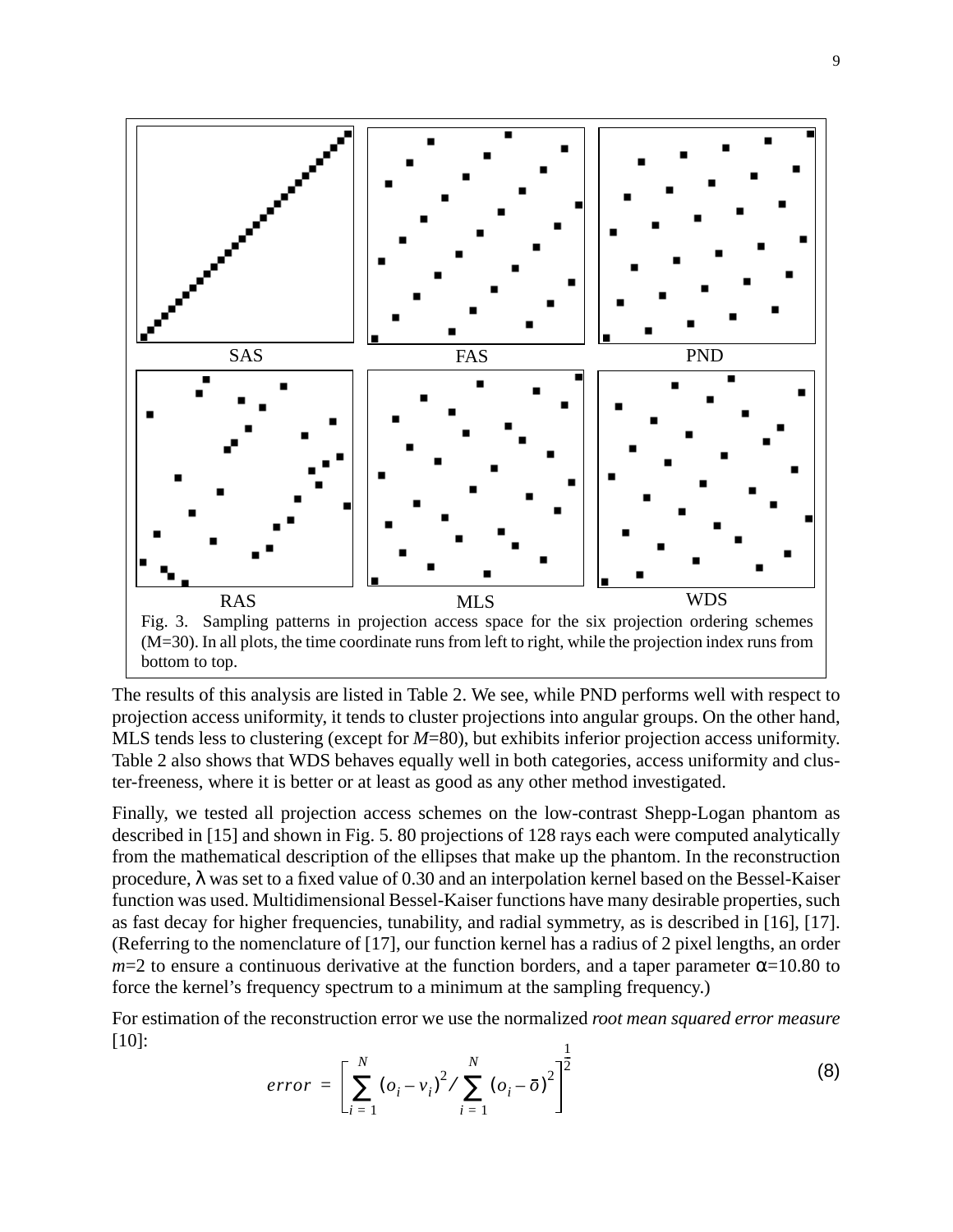SAS FAS PND

RAS MLS WDS

Fig. 3. Sampling patterns in projection access space for the six projection ordering schemes (M=30). In all plots, the time coordinate runs from left to right, while the projection index runs from bottom to top.

The results of this analysis are listed in Table 2. We see, while PND performs well with respect to projection access uniformity, it tends to cluster projections into angular groups. On the other hand, MLS tends less to clustering (except for $M$=80), but exhibits inferior projection access uniformity. Table 2 also shows that WDS behaves equally well in both categories, access uniformity and cluster-freeness, where it is better or at least as good as any other method investigated.

Finally, we tested all projection access schemes on the low-contrast Shepp-Logan phantom as described in [15] and shown in Fig. 5. 80 projections of 128 rays each were computed analytically from the mathematical description of the ellipses that make up the phantom. In the reconstruction procedure, $\lambda$ was set to a fixed value of 0.30 and an interpolation kernel based on the Bessel-Kaiser function was used. Multidimensional Bessel-Kaiser functions have many desirable properties, such as fast decay for higher frequencies, tunability, and radial symmetry, as is described in [16], [17]. (Referring to the nomenclature of [17], our function kernel has a radius of 2 pixel lengths, an order $m$=2 to ensure a continuous derivative at the function borders, and a taper parameter $\alpha$=10.80 to force the kernel's frequency spectrum to a minimum at the sampling frequency.)

For estimation of the reconstruction error we use the normalized *root mean squared error measure* [10]:

$$error = \left[ \sum_{i=1}^{N} (o_i - v_i)^2 \Big/ \sum_{i=1}^{N} (o_i - \bar{o})^2 \right]^{\frac{1}{2}} \tag{8}$$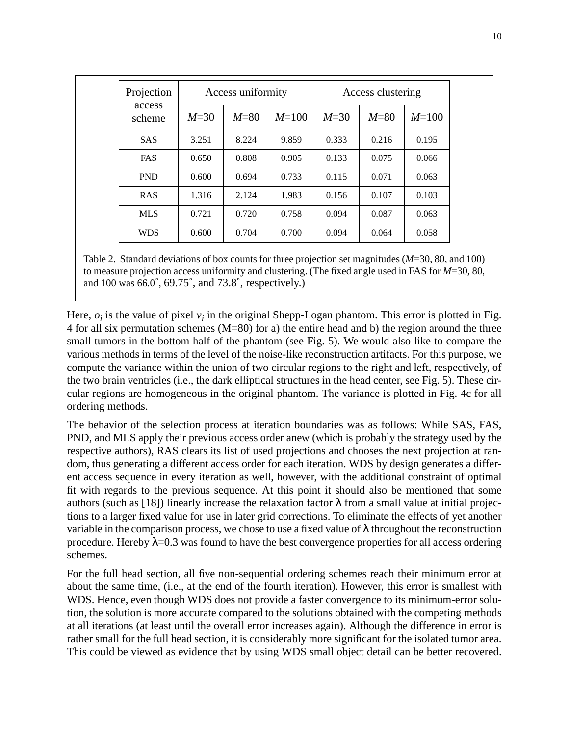| Projection access scheme | Access uniformity | | | Access clustering | | |
|---|---|---|---|---|---|---|
| | $M$=30 | $M$=80 | $M$=100 | $M$=30 | $M$=80 | $M$=100 |
| SAS | 3.251 | 8.224 | 9.859 | 0.333 | 0.216 | 0.195 |
| FAS | 0.650 | 0.808 | 0.905 | 0.133 | 0.075 | 0.066 |
| PND | 0.600 | 0.694 | 0.733 | 0.115 | 0.071 | 0.063 |
| RAS | 1.316 | 2.124 | 1.983 | 0.156 | 0.107 | 0.103 |
| MLS | 0.721 | 0.720 | 0.758 | 0.094 | 0.087 | 0.063 |
| WDS | 0.600 | 0.704 | 0.700 | 0.094 | 0.064 | 0.058 |

Table 2. Standard deviations of box counts for three projection set magnitudes ($M$=30, 80, and 100) to measure projection access uniformity and clustering. (The fixed angle used in FAS for $M$=30, 80, and 100 was 66.0˚, 69.75˚, and 73.8˚, respectively.)

Here, $o_i$ is the value of pixel $v_i$ in the original Shepp-Logan phantom. This error is plotted in Fig. 4 for all six permutation schemes (M=80) for a) the entire head and b) the region around the three small tumors in the bottom half of the phantom (see Fig. 5). We would also like to compare the various methods in terms of the level of the noise-like reconstruction artifacts. For this purpose, we compute the variance within the union of two circular regions to the right and left, respectively, of the two brain ventricles (i.e., the dark elliptical structures in the head center, see Fig. 5). These circular regions are homogeneous in the original phantom. The variance is plotted in Fig. 4c for all ordering methods.

The behavior of the selection process at iteration boundaries was as follows: While SAS, FAS, PND, and MLS apply their previous access order anew (which is probably the strategy used by the respective authors), RAS clears its list of used projections and chooses the next projection at random, thus generating a different access order for each iteration. WDS by design generates a different access sequence in every iteration as well, however, with the additional constraint of optimal fit with regards to the previous sequence. At this point it should also be mentioned that some authors (such as [18]) linearly increase the relaxation factor $\lambda$ from a small value at initial projections to a larger fixed value for use in later grid corrections. To eliminate the effects of yet another variable in the comparison process, we chose to use a fixed value of $\lambda$ throughout the reconstruction procedure. Hereby $\lambda$=0.3 was found to have the best convergence properties for all access ordering schemes.

For the full head section, all five non-sequential ordering schemes reach their minimum error at about the same time, (i.e., at the end of the fourth iteration). However, this error is smallest with WDS. Hence, even though WDS does not provide a faster convergence to its minimum-error solution, the solution is more accurate compared to the solutions obtained with the competing methods at all iterations (at least until the overall error increases again). Although the difference in error is rather small for the full head section, it is considerably more significant for the isolated tumor area. This could be viewed as evidence that by using WDS small object detail can be better recovered.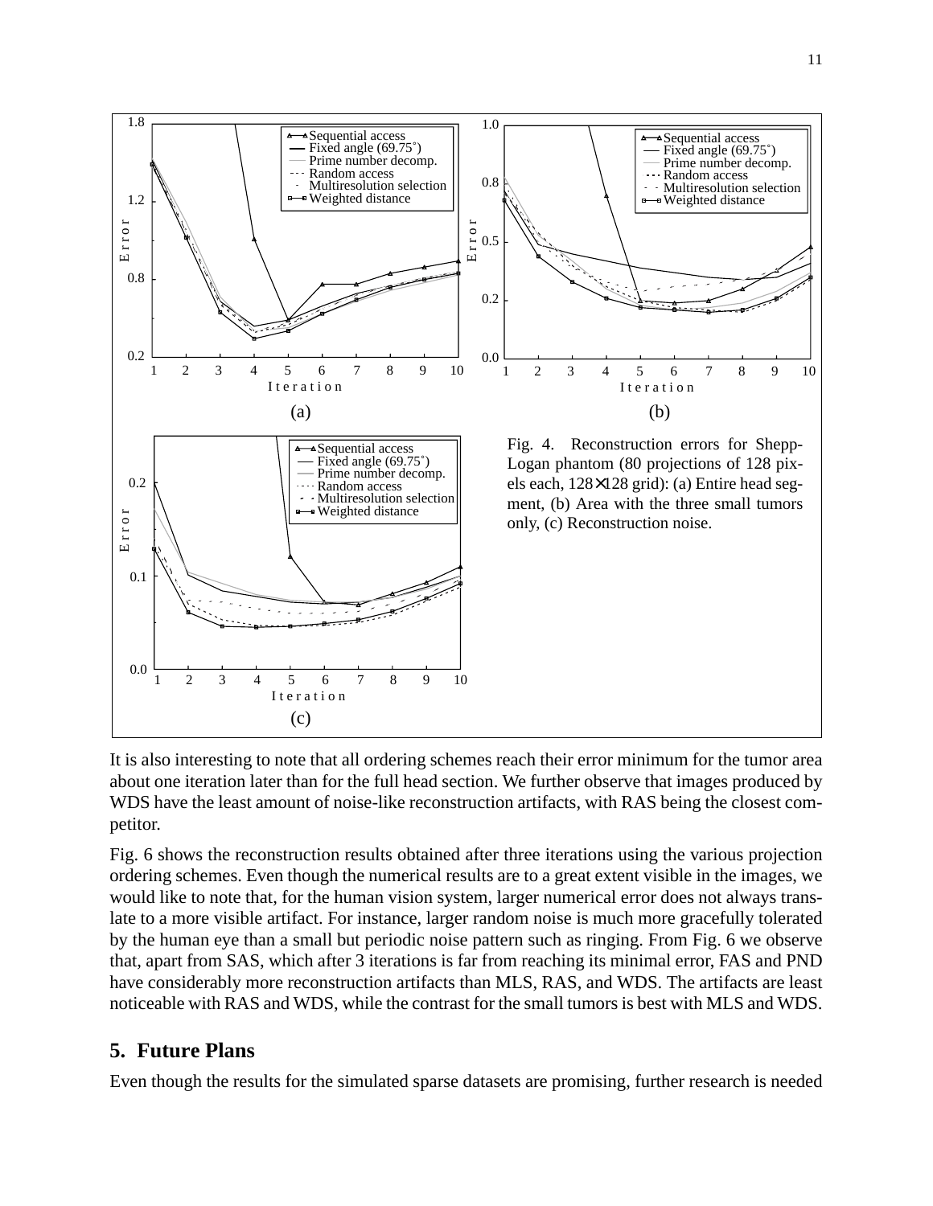Fig. 4. Reconstruction errors for Shepp-Logan phantom (80 projections of 128 pixels each, 128×128 grid): (a) Entire head segment, (b) Area with the three small tumors only, (c) Reconstruction noise.

It is also interesting to note that all ordering schemes reach their error minimum for the tumor area about one iteration later than for the full head section. We further observe that images produced by WDS have the least amount of noise-like reconstruction artifacts, with RAS being the closest competitor.

Fig. 6 shows the reconstruction results obtained after three iterations using the various projection ordering schemes. Even though the numerical results are to a great extent visible in the images, we would like to note that, for the human vision system, larger numerical error does not always translate to a more visible artifact. For instance, larger random noise is much more gracefully tolerated by the human eye than a small but periodic noise pattern such as ringing. From Fig. 6 we observe that, apart from SAS, which after 3 iterations is far from reaching its minimal error, FAS and PND have considerably more reconstruction artifacts than MLS, RAS, and WDS. The artifacts are least noticeable with RAS and WDS, while the contrast for the small tumors is best with MLS and WDS.

## 5. Future Plans

Even though the results for the simulated sparse datasets are promising, further research is needed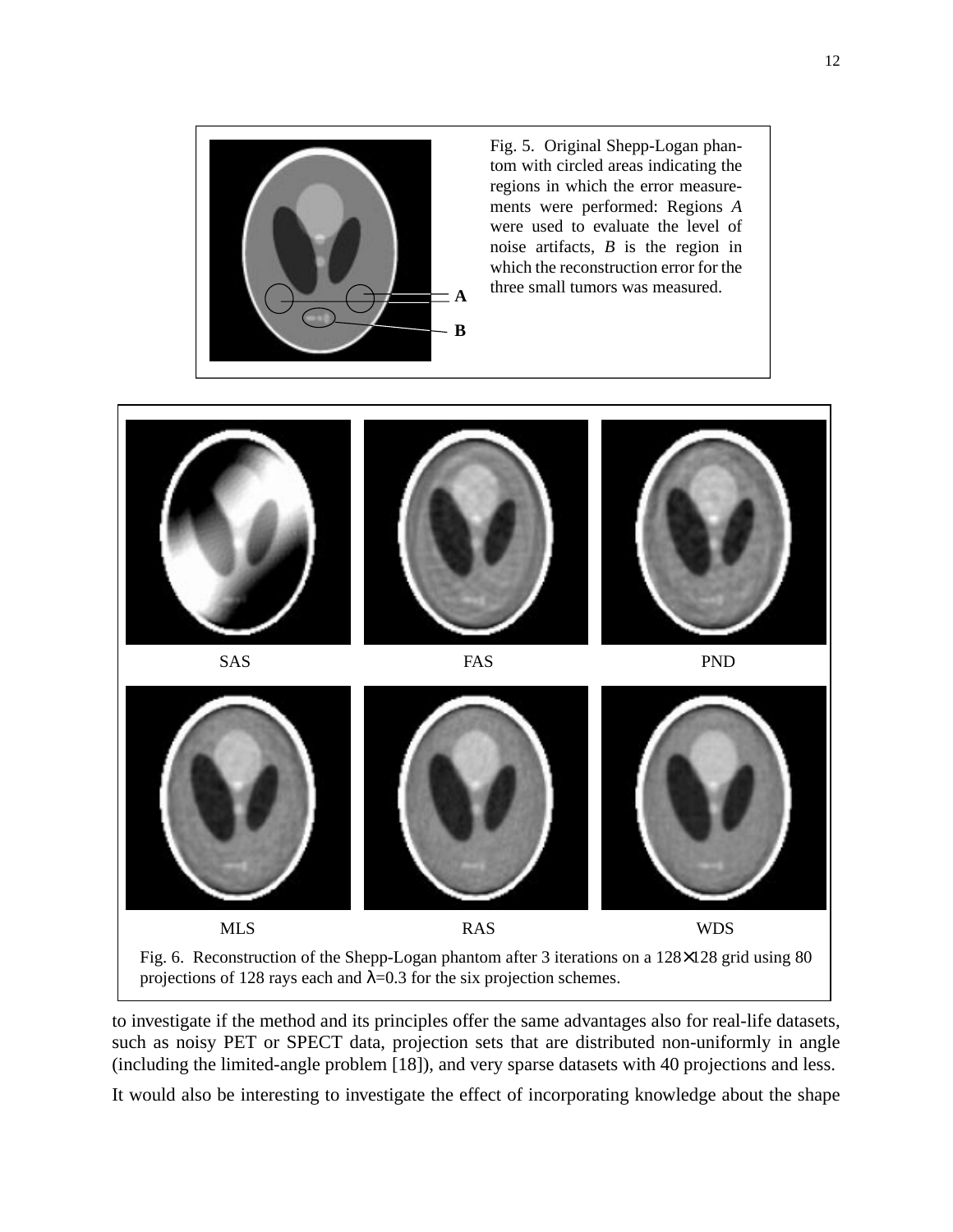Fig. 5. Original Shepp-Logan phantom with circled areas indicating the regions in which the error measurements were performed: Regions *A* were used to evaluate the level of noise artifacts, *B* is the region in which the reconstruction error for the three small tumors was measured.

Fig. 6. Reconstruction of the Shepp-Logan phantom after 3 iterations on a 128×128 grid using 80 projections of 128 rays each and $\lambda$=0.3 for the six projection schemes.

to investigate if the method and its principles offer the same advantages also for real-life datasets, such as noisy PET or SPECT data, projection sets that are distributed non-uniformly in angle (including the limited-angle problem [18]), and very sparse datasets with 40 projections and less.

It would also be interesting to investigate the effect of incorporating knowledge about the shape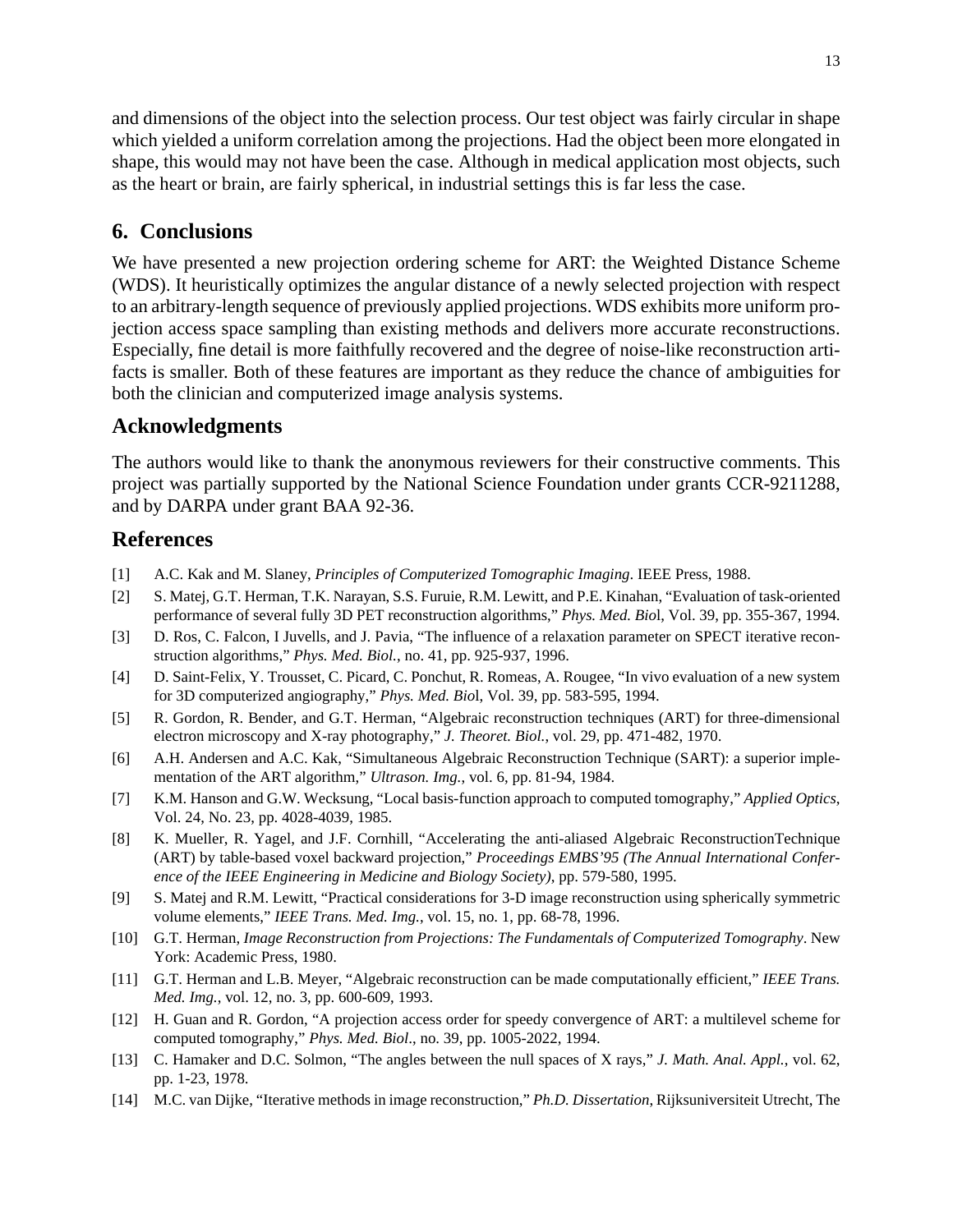and dimensions of the object into the selection process. Our test object was fairly circular in shape which yielded a uniform correlation among the projections. Had the object been more elongated in shape, this would may not have been the case. Although in medical application most objects, such as the heart or brain, are fairly spherical, in industrial settings this is far less the case.

## 6. Conclusions

We have presented a new projection ordering scheme for ART: the Weighted Distance Scheme (WDS). It heuristically optimizes the angular distance of a newly selected projection with respect to an arbitrary-length sequence of previously applied projections. WDS exhibits more uniform projection access space sampling than existing methods and delivers more accurate reconstructions. Especially, fine detail is more faithfully recovered and the degree of noise-like reconstruction artifacts is smaller. Both of these features are important as they reduce the chance of ambiguities for both the clinician and computerized image analysis systems.

## Acknowledgments

The authors would like to thank the anonymous reviewers for their constructive comments. This project was partially supported by the National Science Foundation under grants CCR-9211288, and by DARPA under grant BAA 92-36.

## References

[1] A.C. Kak and M. Slaney, *Principles of Computerized Tomographic Imaging*. IEEE Press, 1988.

[2] S. Matej, G.T. Herman, T.K. Narayan, S.S. Furuie, R.M. Lewitt, and P.E. Kinahan, "Evaluation of task-oriented performance of several fully 3D PET reconstruction algorithms," *Phys. Med. Bio*l, Vol. 39, pp. 355-367, 1994.

[3] D. Ros, C. Falcon, I Juvells, and J. Pavia, "The influence of a relaxation parameter on SPECT iterative reconstruction algorithms," *Phys. Med. Biol.*, no. 41, pp. 925-937, 1996.

[4] D. Saint-Felix, Y. Trousset, C. Picard, C. Ponchut, R. Romeas, A. Rougee, "In vivo evaluation of a new system for 3D computerized angiography," *Phys. Med. Bio*l, Vol. 39, pp. 583-595, 1994.

[5] R. Gordon, R. Bender, and G.T. Herman, "Algebraic reconstruction techniques (ART) for three-dimensional electron microscopy and X-ray photography," *J. Theoret. Biol.*, vol. 29, pp. 471-482, 1970.

[6] A.H. Andersen and A.C. Kak, "Simultaneous Algebraic Reconstruction Technique (SART): a superior implementation of the ART algorithm," *Ultrason. Img.*, vol. 6, pp. 81-94, 1984.

[7] K.M. Hanson and G.W. Wecksung, "Local basis-function approach to computed tomography," *Applied Optics*, Vol. 24, No. 23, pp. 4028-4039, 1985.

[8] K. Mueller, R. Yagel, and J.F. Cornhill, "Accelerating the anti-aliased Algebraic ReconstructionTechnique (ART) by table-based voxel backward projection," *Proceedings EMBS'95 (The Annual International Conference of the IEEE Engineering in Medicine and Biology Society)*, pp. 579-580, 1995.

[9] S. Matej and R.M. Lewitt, "Practical considerations for 3-D image reconstruction using spherically symmetric volume elements," *IEEE Trans. Med. Img.*, vol. 15, no. 1, pp. 68-78, 1996.

[10] G.T. Herman, *Image Reconstruction from Projections: The Fundamentals of Computerized Tomography*. New York: Academic Press, 1980.

[11] G.T. Herman and L.B. Meyer, "Algebraic reconstruction can be made computationally efficient," *IEEE Trans. Med. Img.*, vol. 12, no. 3, pp. 600-609, 1993.

[12] H. Guan and R. Gordon, "A projection access order for speedy convergence of ART: a multilevel scheme for computed tomography," *Phys. Med. Biol*., no. 39, pp. 1005-2022, 1994.

[13] C. Hamaker and D.C. Solmon, "The angles between the null spaces of X rays," *J. Math. Anal. Appl.*, vol. 62, pp. 1-23, 1978.

[14] M.C. van Dijke, "Iterative methods in image reconstruction," *Ph.D. Dissertation*, Rijksuniversiteit Utrecht, The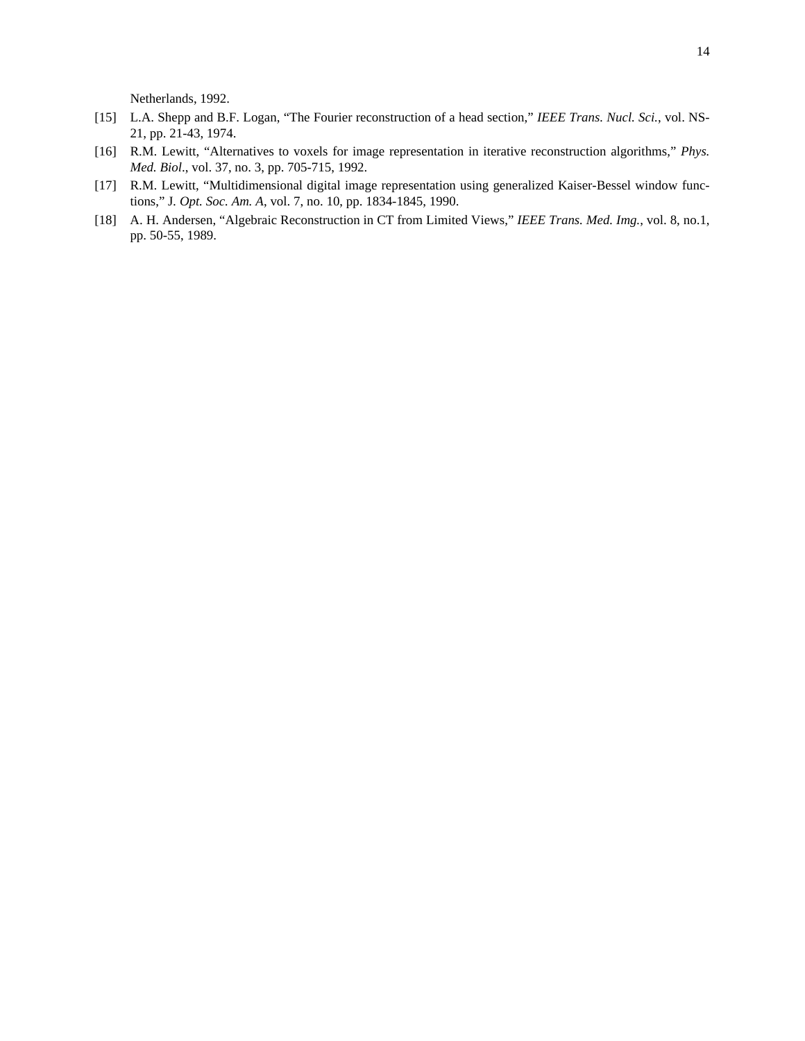Netherlands, 1992.

[15] L.A. Shepp and B.F. Logan, “The Fourier reconstruction of a head section,” *IEEE Trans. Nucl. Sci.*, vol. NS-21, pp. 21-43, 1974.

[16] R.M. Lewitt, “Alternatives to voxels for image representation in iterative reconstruction algorithms,” *Phys. Med. Biol*., vol. 37, no. 3, pp. 705-715, 1992.

[17] R.M. Lewitt, “Multidimensional digital image representation using generalized Kaiser-Bessel window functions,” J. *Opt. Soc. Am. A*, vol. 7, no. 10, pp. 1834-1845, 1990.

[18] A. H. Andersen, “Algebraic Reconstruction in CT from Limited Views,” *IEEE Trans. Med. Img.*, vol. 8, no.1, pp. 50-55, 1989.